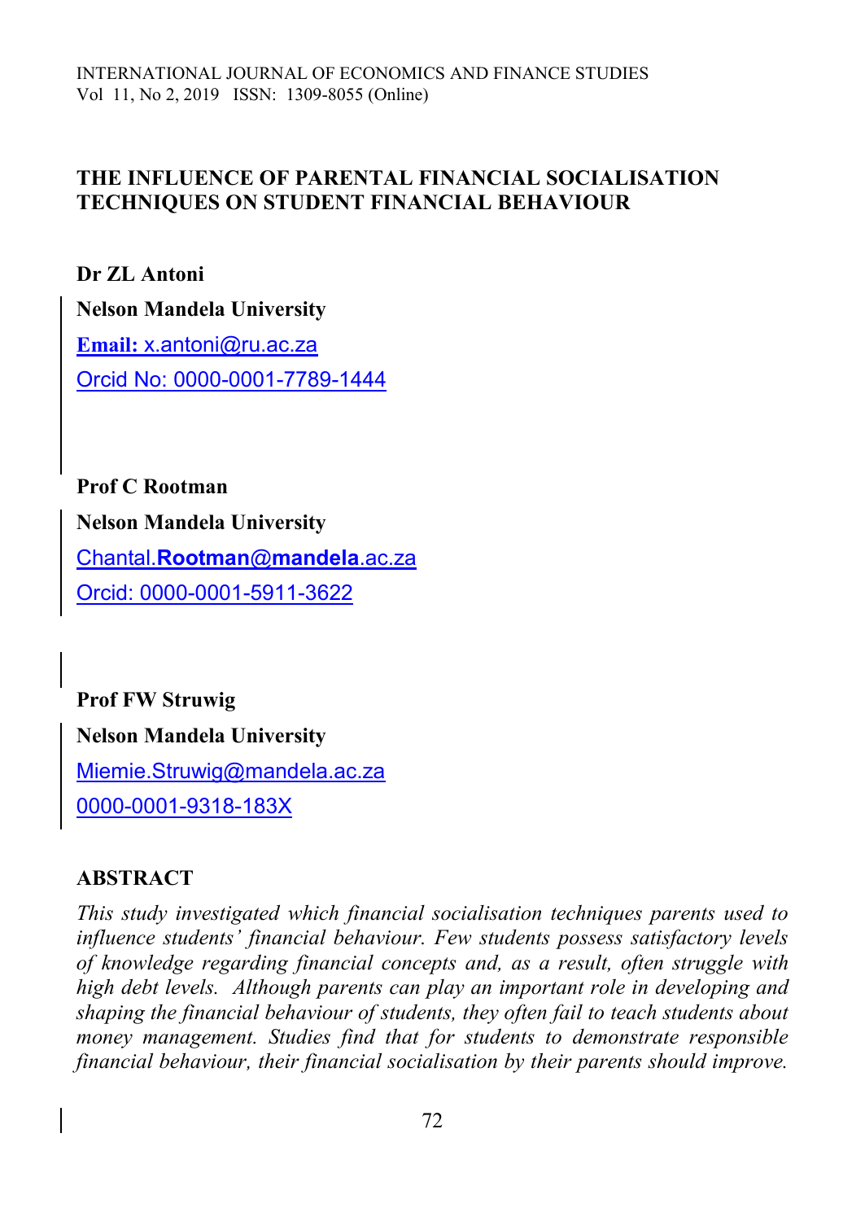INTERNATIONAL JOURNAL OF ECONOMICS AND FINANCE STUDIES
Vol 11, No 2, 2019 ISSN: 1309-8055 (Online)

# THE INFLUENCE OF PARENTAL FINANCIAL SOCIALISATION TECHNIQUES ON STUDENT FINANCIAL BEHAVIOUR

**Dr ZL Antoni**

**Nelson Mandela University**

**Email:** x.antoni@ru.ac.za

Orcid No: 0000-0001-7789-1444

**Prof C Rootman**

**Nelson Mandela University**

Chantal.Rootman@mandela.ac.za

Orcid: 0000-0001-5911-3622

**Prof FW Struwig**

**Nelson Mandela University**

Miemie.Struwig@mandela.ac.za

0000-0001-9318-183X

## ABSTRACT

*This study investigated which financial socialisation techniques parents used to influence students' financial behaviour. Few students possess satisfactory levels of knowledge regarding financial concepts and, as a result, often struggle with high debt levels. Although parents can play an important role in developing and shaping the financial behaviour of students, they often fail to teach students about money management. Studies find that for students to demonstrate responsible financial behaviour, their financial socialisation by their parents should improve.*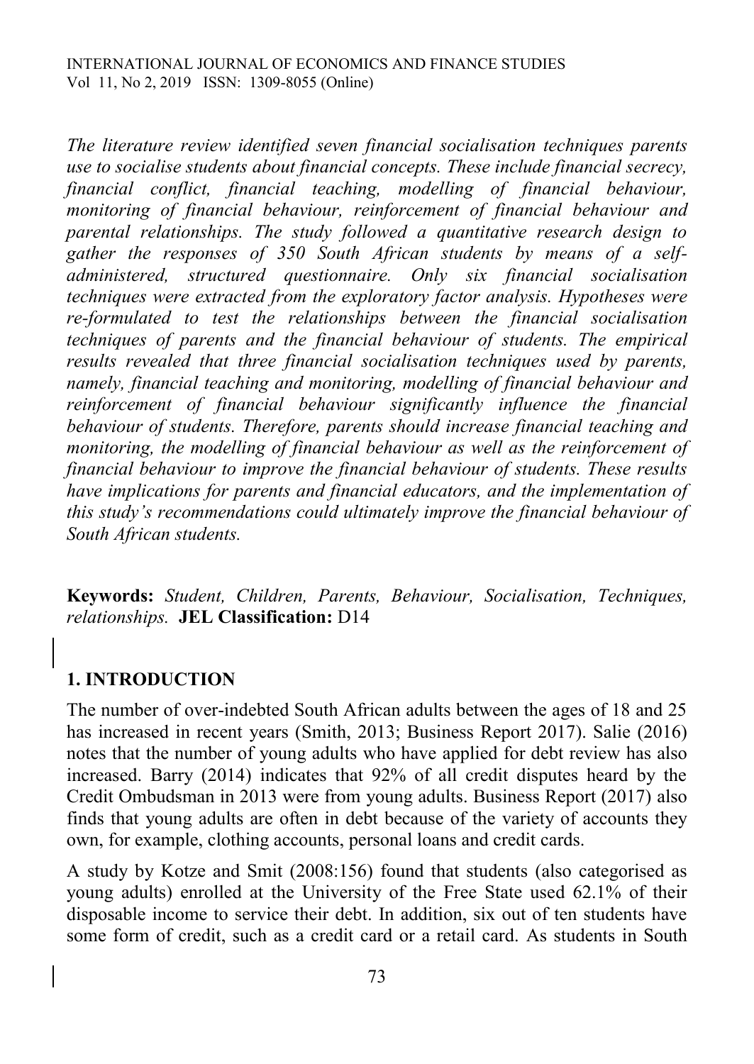*The literature review identified seven financial socialisation techniques parents use to socialise students about financial concepts. These include financial secrecy, financial conflict, financial teaching, modelling of financial behaviour, monitoring of financial behaviour, reinforcement of financial behaviour and parental relationships. The study followed a quantitative research design to gather the responses of 350 South African students by means of a self-administered, structured questionnaire. Only six financial socialisation techniques were extracted from the exploratory factor analysis. Hypotheses were re-formulated to test the relationships between the financial socialisation techniques of parents and the financial behaviour of students. The empirical results revealed that three financial socialisation techniques used by parents, namely, financial teaching and monitoring, modelling of financial behaviour and reinforcement of financial behaviour significantly influence the financial behaviour of students. Therefore, parents should increase financial teaching and monitoring, the modelling of financial behaviour as well as the reinforcement of financial behaviour to improve the financial behaviour of students. These results have implications for parents and financial educators, and the implementation of this study's recommendations could ultimately improve the financial behaviour of South African students.*

**Keywords:** *Student, Children, Parents, Behaviour, Socialisation, Techniques, relationships.* **JEL Classification:** D14

## 1. INTRODUCTION

The number of over-indebted South African adults between the ages of 18 and 25 has increased in recent years (Smith, 2013; Business Report 2017). Salie (2016) notes that the number of young adults who have applied for debt review has also increased. Barry (2014) indicates that 92% of all credit disputes heard by the Credit Ombudsman in 2013 were from young adults. Business Report (2017) also finds that young adults are often in debt because of the variety of accounts they own, for example, clothing accounts, personal loans and credit cards.

A study by Kotze and Smit (2008:156) found that students (also categorised as young adults) enrolled at the University of the Free State used 62.1% of their disposable income to service their debt. In addition, six out of ten students have some form of credit, such as a credit card or a retail card. As students in South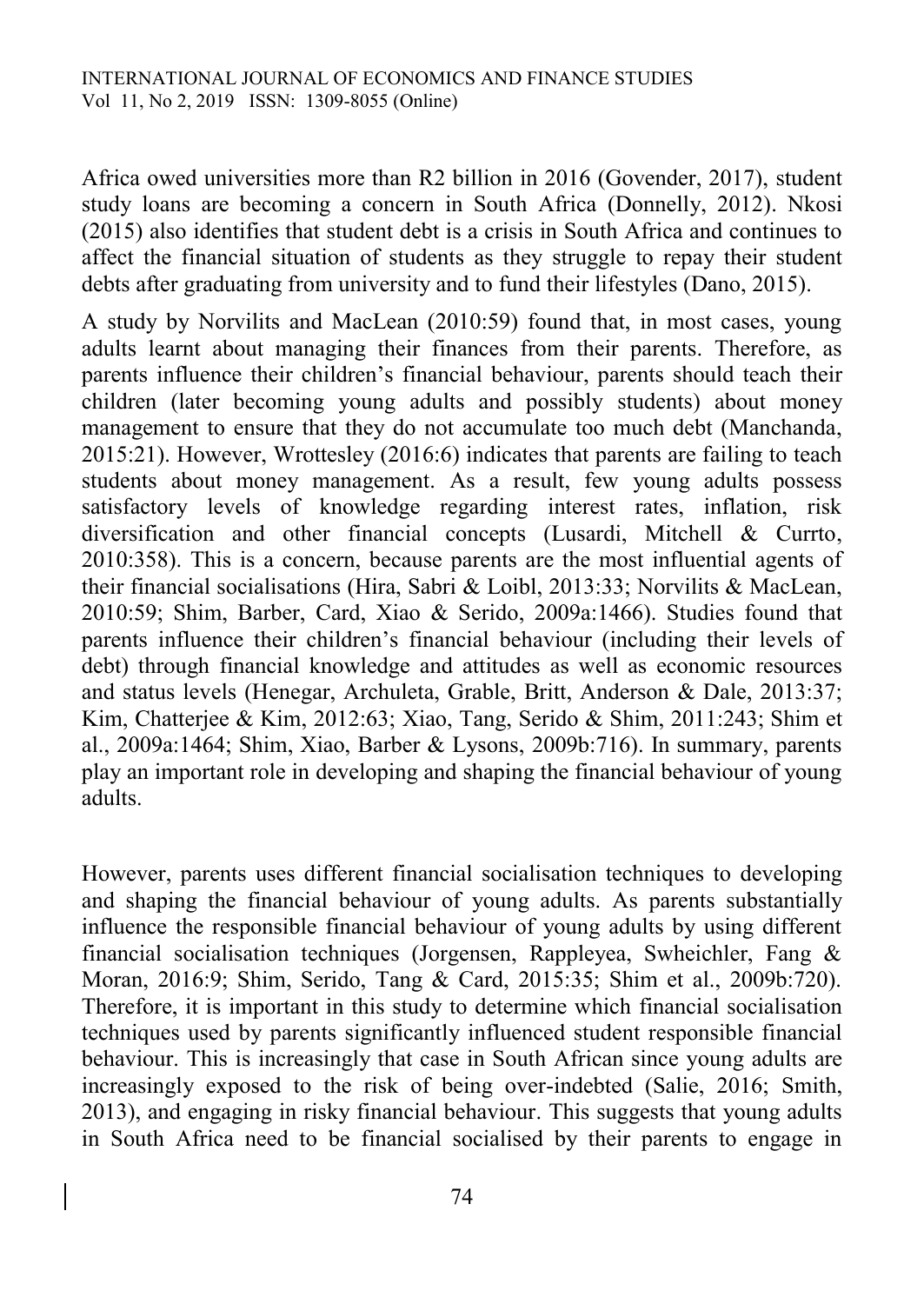Africa owed universities more than R2 billion in 2016 (Govender, 2017), student study loans are becoming a concern in South Africa (Donnelly, 2012). Nkosi (2015) also identifies that student debt is a crisis in South Africa and continues to affect the financial situation of students as they struggle to repay their student debts after graduating from university and to fund their lifestyles (Dano, 2015).

A study by Norvilits and MacLean (2010:59) found that, in most cases, young adults learnt about managing their finances from their parents. Therefore, as parents influence their children's financial behaviour, parents should teach their children (later becoming young adults and possibly students) about money management to ensure that they do not accumulate too much debt (Manchanda, 2015:21). However, Wrottesley (2016:6) indicates that parents are failing to teach students about money management. As a result, few young adults possess satisfactory levels of knowledge regarding interest rates, inflation, risk diversification and other financial concepts (Lusardi, Mitchell & Currto, 2010:358). This is a concern, because parents are the most influential agents of their financial socialisations (Hira, Sabri & Loibl, 2013:33; Norvilits & MacLean, 2010:59; Shim, Barber, Card, Xiao & Serido, 2009a:1466). Studies found that parents influence their children's financial behaviour (including their levels of debt) through financial knowledge and attitudes as well as economic resources and status levels (Henegar, Archuleta, Grable, Britt, Anderson & Dale, 2013:37; Kim, Chatterjee & Kim, 2012:63; Xiao, Tang, Serido & Shim, 2011:243; Shim et al., 2009a:1464; Shim, Xiao, Barber & Lysons, 2009b:716). In summary, parents play an important role in developing and shaping the financial behaviour of young adults.

However, parents uses different financial socialisation techniques to developing and shaping the financial behaviour of young adults. As parents substantially influence the responsible financial behaviour of young adults by using different financial socialisation techniques (Jorgensen, Rappleyea, Swheichler, Fang & Moran, 2016:9; Shim, Serido, Tang & Card, 2015:35; Shim et al., 2009b:720). Therefore, it is important in this study to determine which financial socialisation techniques used by parents significantly influenced student responsible financial behaviour. This is increasingly that case in South African since young adults are increasingly exposed to the risk of being over-indebted (Salie, 2016; Smith, 2013), and engaging in risky financial behaviour. This suggests that young adults in South Africa need to be financial socialised by their parents to engage in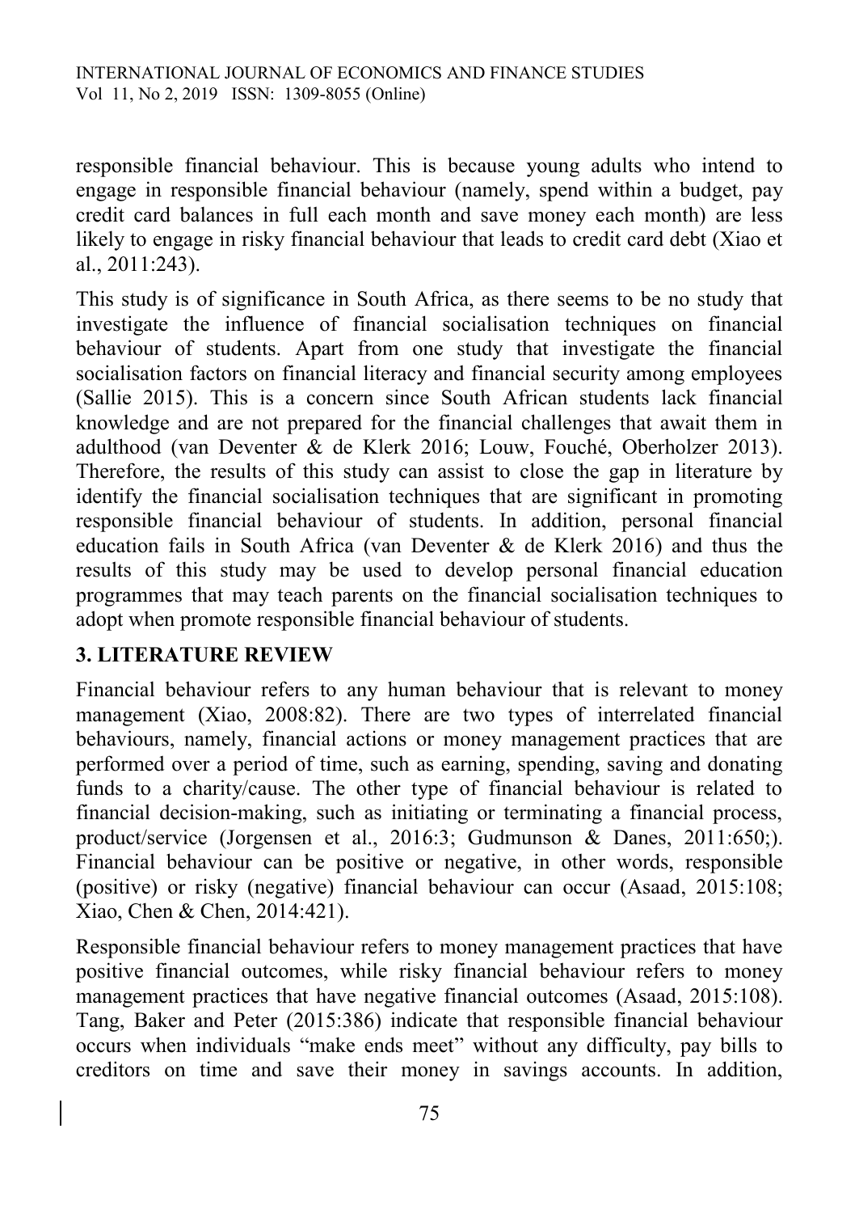responsible financial behaviour. This is because young adults who intend to engage in responsible financial behaviour (namely, spend within a budget, pay credit card balances in full each month and save money each month) are less likely to engage in risky financial behaviour that leads to credit card debt (Xiao et al., 2011:243).

This study is of significance in South Africa, as there seems to be no study that investigate the influence of financial socialisation techniques on financial behaviour of students. Apart from one study that investigate the financial socialisation factors on financial literacy and financial security among employees (Sallie 2015). This is a concern since South African students lack financial knowledge and are not prepared for the financial challenges that await them in adulthood (van Deventer & de Klerk 2016; Louw, Fouché, Oberholzer 2013). Therefore, the results of this study can assist to close the gap in literature by identify the financial socialisation techniques that are significant in promoting responsible financial behaviour of students. In addition, personal financial education fails in South Africa (van Deventer & de Klerk 2016) and thus the results of this study may be used to develop personal financial education programmes that may teach parents on the financial socialisation techniques to adopt when promote responsible financial behaviour of students.

## 3. LITERATURE REVIEW

Financial behaviour refers to any human behaviour that is relevant to money management (Xiao, 2008:82). There are two types of interrelated financial behaviours, namely, financial actions or money management practices that are performed over a period of time, such as earning, spending, saving and donating funds to a charity/cause. The other type of financial behaviour is related to financial decision-making, such as initiating or terminating a financial process, product/service (Jorgensen et al., 2016:3; Gudmunson & Danes, 2011:650;). Financial behaviour can be positive or negative, in other words, responsible (positive) or risky (negative) financial behaviour can occur (Asaad, 2015:108; Xiao, Chen & Chen, 2014:421).

Responsible financial behaviour refers to money management practices that have positive financial outcomes, while risky financial behaviour refers to money management practices that have negative financial outcomes (Asaad, 2015:108). Tang, Baker and Peter (2015:386) indicate that responsible financial behaviour occurs when individuals "make ends meet" without any difficulty, pay bills to creditors on time and save their money in savings accounts. In addition,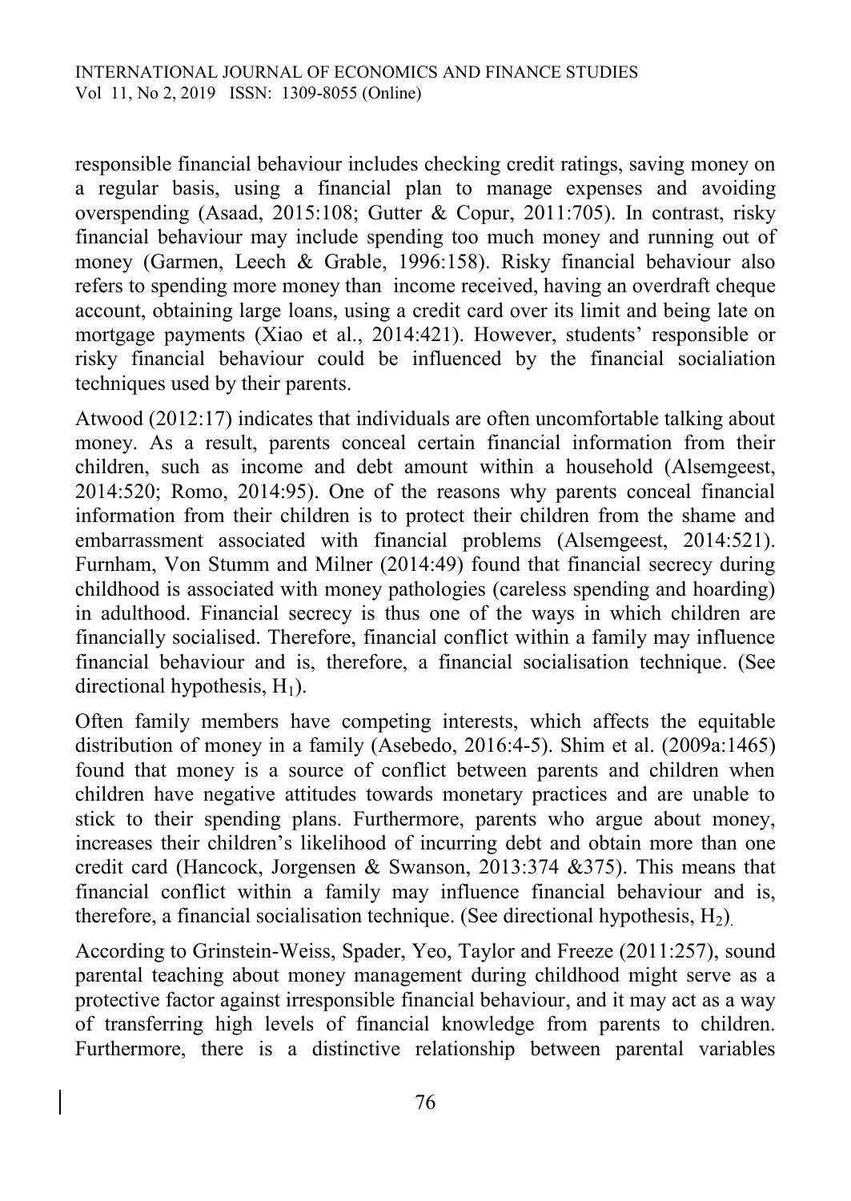responsible financial behaviour includes checking credit ratings, saving money on a regular basis, using a financial plan to manage expenses and avoiding overspending (Asaad, 2015:108; Gutter & Copur, 2011:705). In contrast, risky financial behaviour may include spending too much money and running out of money (Garmen, Leech & Grable, 1996:158). Risky financial behaviour also refers to spending more money than income received, having an overdraft cheque account, obtaining large loans, using a credit card over its limit and being late on mortgage payments (Xiao et al., 2014:421). However, students' responsible or risky financial behaviour could be influenced by the financial socialiation techniques used by their parents.

Atwood (2012:17) indicates that individuals are often uncomfortable talking about money. As a result, parents conceal certain financial information from their children, such as income and debt amount within a household (Alsemgeest, 2014:520; Romo, 2014:95). One of the reasons why parents conceal financial information from their children is to protect their children from the shame and embarrassment associated with financial problems (Alsemgeest, 2014:521). Furnham, Von Stumm and Milner (2014:49) found that financial secrecy during childhood is associated with money pathologies (careless spending and hoarding) in adulthood. Financial secrecy is thus one of the ways in which children are financially socialised. Therefore, financial conflict within a family may influence financial behaviour and is, therefore, a financial socialisation technique. (See directional hypothesis, $H_1$).

Often family members have competing interests, which affects the equitable distribution of money in a family (Asebedo, 2016:4-5). Shim et al. (2009a:1465) found that money is a source of conflict between parents and children when children have negative attitudes towards monetary practices and are unable to stick to their spending plans. Furthermore, parents who argue about money, increases their children's likelihood of incurring debt and obtain more than one credit card (Hancock, Jorgensen & Swanson, 2013:374 &375). This means that financial conflict within a family may influence financial behaviour and is, therefore, a financial socialisation technique. (See directional hypothesis, $H_2$).

According to Grinstein-Weiss, Spader, Yeo, Taylor and Freeze (2011:257), sound parental teaching about money management during childhood might serve as a protective factor against irresponsible financial behaviour, and it may act as a way of transferring high levels of financial knowledge from parents to children. Furthermore, there is a distinctive relationship between parental variables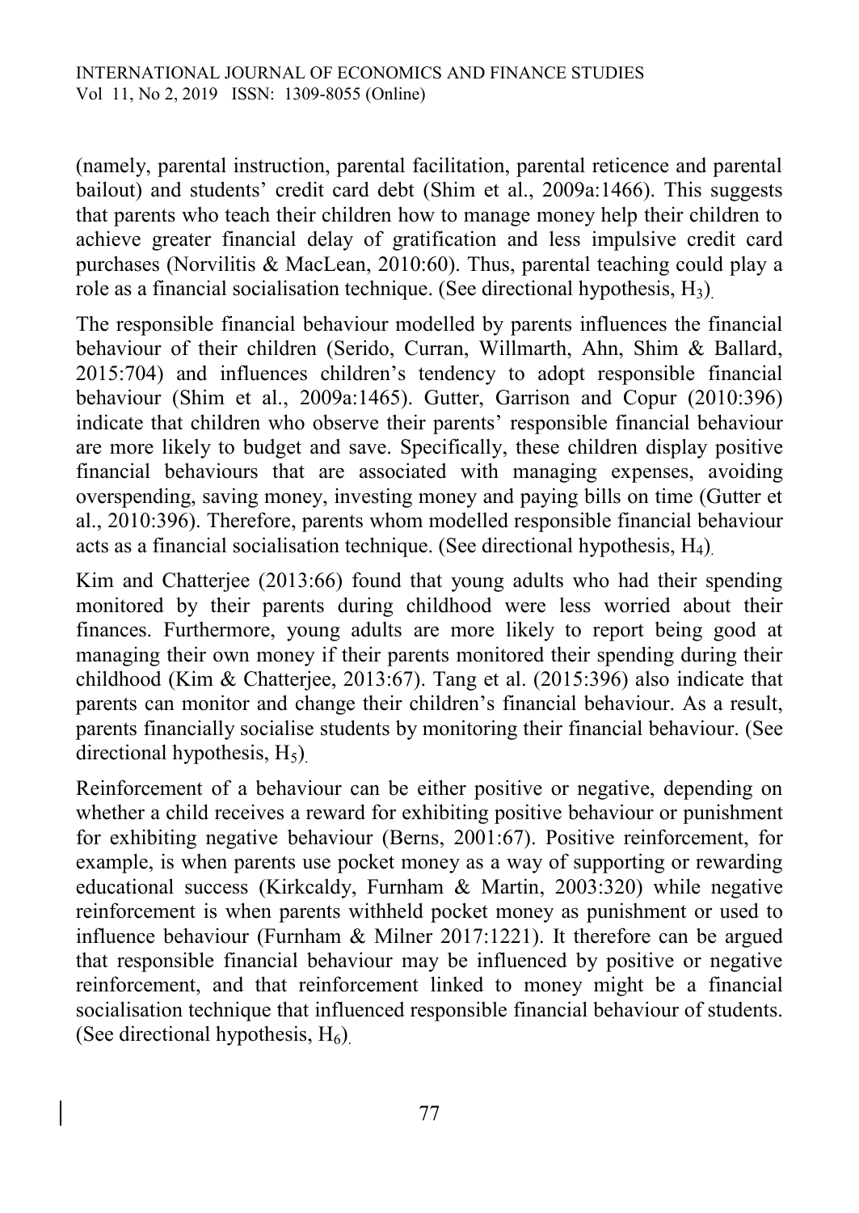(namely, parental instruction, parental facilitation, parental reticence and parental bailout) and students' credit card debt (Shim et al., 2009a:1466). This suggests that parents who teach their children how to manage money help their children to achieve greater financial delay of gratification and less impulsive credit card purchases (Norvilitis & MacLean, 2010:60). Thus, parental teaching could play a role as a financial socialisation technique. (See directional hypothesis, $H_3$).

The responsible financial behaviour modelled by parents influences the financial behaviour of their children (Serido, Curran, Willmarth, Ahn, Shim & Ballard, 2015:704) and influences children's tendency to adopt responsible financial behaviour (Shim et al., 2009a:1465). Gutter, Garrison and Copur (2010:396) indicate that children who observe their parents' responsible financial behaviour are more likely to budget and save. Specifically, these children display positive financial behaviours that are associated with managing expenses, avoiding overspending, saving money, investing money and paying bills on time (Gutter et al., 2010:396). Therefore, parents whom modelled responsible financial behaviour acts as a financial socialisation technique. (See directional hypothesis, $H_4$).

Kim and Chatterjee (2013:66) found that young adults who had their spending monitored by their parents during childhood were less worried about their finances. Furthermore, young adults are more likely to report being good at managing their own money if their parents monitored their spending during their childhood (Kim & Chatterjee, 2013:67). Tang et al. (2015:396) also indicate that parents can monitor and change their children's financial behaviour. As a result, parents financially socialise students by monitoring their financial behaviour. (See directional hypothesis, $H_5$).

Reinforcement of a behaviour can be either positive or negative, depending on whether a child receives a reward for exhibiting positive behaviour or punishment for exhibiting negative behaviour (Berns, 2001:67). Positive reinforcement, for example, is when parents use pocket money as a way of supporting or rewarding educational success (Kirkcaldy, Furnham & Martin, 2003:320) while negative reinforcement is when parents withheld pocket money as punishment or used to influence behaviour (Furnham & Milner 2017:1221). It therefore can be argued that responsible financial behaviour may be influenced by positive or negative reinforcement, and that reinforcement linked to money might be a financial socialisation technique that influenced responsible financial behaviour of students. (See directional hypothesis, $H_6$).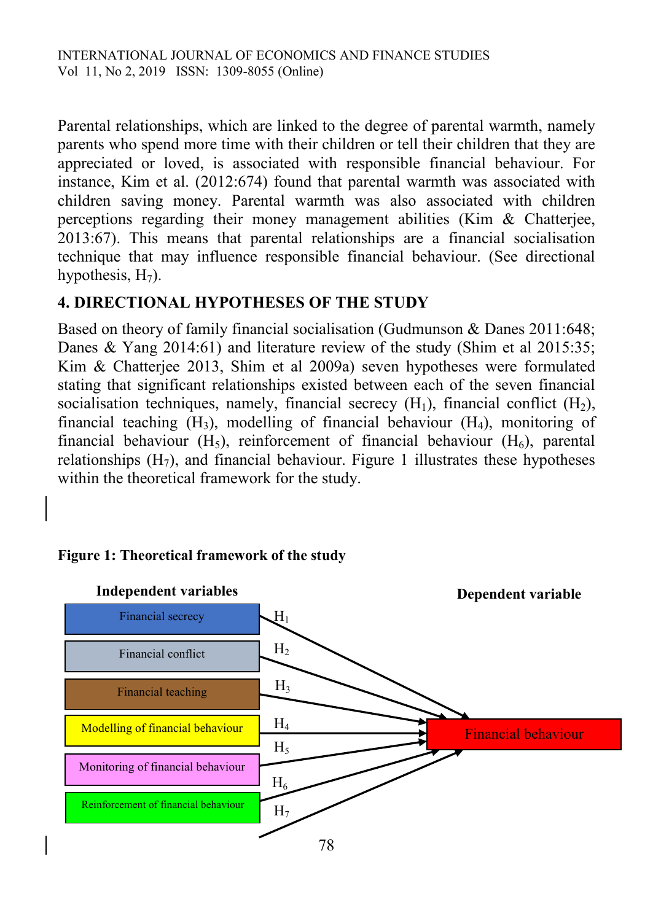Parental relationships, which are linked to the degree of parental warmth, namely parents who spend more time with their children or tell their children that they are appreciated or loved, is associated with responsible financial behaviour. For instance, Kim et al. (2012:674) found that parental warmth was associated with children saving money. Parental warmth was also associated with children perceptions regarding their money management abilities (Kim & Chatterjee, 2013:67). This means that parental relationships are a financial socialisation technique that may influence responsible financial behaviour. (See directional hypothesis, $H_7$).

## 4. DIRECTIONAL HYPOTHESES OF THE STUDY

Based on theory of family financial socialisation (Gudmunson & Danes 2011:648; Danes & Yang 2014:61) and literature review of the study (Shim et al 2015:35; Kim & Chatterjee 2013, Shim et al 2009a) seven hypotheses were formulated stating that significant relationships existed between each of the seven financial socialisation techniques, namely, financial secrecy ($H_1$), financial conflict ($H_2$), financial teaching ($H_3$), modelling of financial behaviour ($H_4$), monitoring of financial behaviour ($H_5$), reinforcement of financial behaviour ($H_6$), parental relationships ($H_7$), and financial behaviour. Figure 1 illustrates these hypotheses within the theoretical framework for the study.

**Figure 1: Theoretical framework of the study**

**Independent variables** — Financial secrecy ($H_1$); Financial conflict ($H_2$); Financial teaching ($H_3$); Modelling of financial behaviour ($H_4$); Monitoring of financial behaviour ($H_5$); Reinforcement of financial behaviour ($H_6$); ($H_7$)

**Dependent variable** — Financial behaviour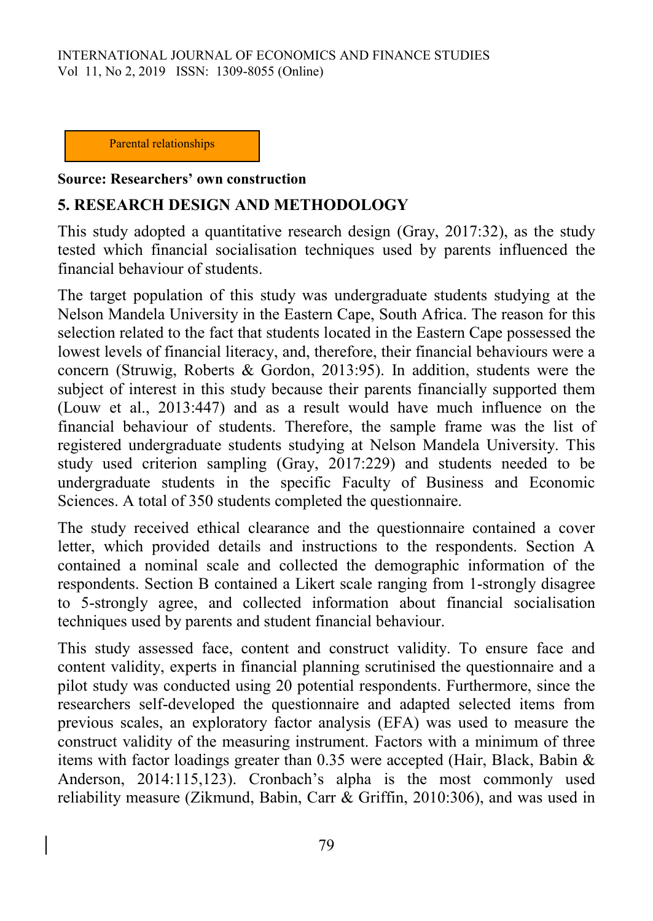Parental relationships

**Source: Researchers' own construction**

## 5. RESEARCH DESIGN AND METHODOLOGY

This study adopted a quantitative research design (Gray, 2017:32), as the study tested which financial socialisation techniques used by parents influenced the financial behaviour of students.

The target population of this study was undergraduate students studying at the Nelson Mandela University in the Eastern Cape, South Africa. The reason for this selection related to the fact that students located in the Eastern Cape possessed the lowest levels of financial literacy, and, therefore, their financial behaviours were a concern (Struwig, Roberts & Gordon, 2013:95). In addition, students were the subject of interest in this study because their parents financially supported them (Louw et al., 2013:447) and as a result would have much influence on the financial behaviour of students. Therefore, the sample frame was the list of registered undergraduate students studying at Nelson Mandela University. This study used criterion sampling (Gray, 2017:229) and students needed to be undergraduate students in the specific Faculty of Business and Economic Sciences. A total of 350 students completed the questionnaire.

The study received ethical clearance and the questionnaire contained a cover letter, which provided details and instructions to the respondents. Section A contained a nominal scale and collected the demographic information of the respondents. Section B contained a Likert scale ranging from 1-strongly disagree to 5-strongly agree, and collected information about financial socialisation techniques used by parents and student financial behaviour.

This study assessed face, content and construct validity. To ensure face and content validity, experts in financial planning scrutinised the questionnaire and a pilot study was conducted using 20 potential respondents. Furthermore, since the researchers self-developed the questionnaire and adapted selected items from previous scales, an exploratory factor analysis (EFA) was used to measure the construct validity of the measuring instrument. Factors with a minimum of three items with factor loadings greater than 0.35 were accepted (Hair, Black, Babin & Anderson, 2014:115,123). Cronbach's alpha is the most commonly used reliability measure (Zikmund, Babin, Carr & Griffin, 2010:306), and was used in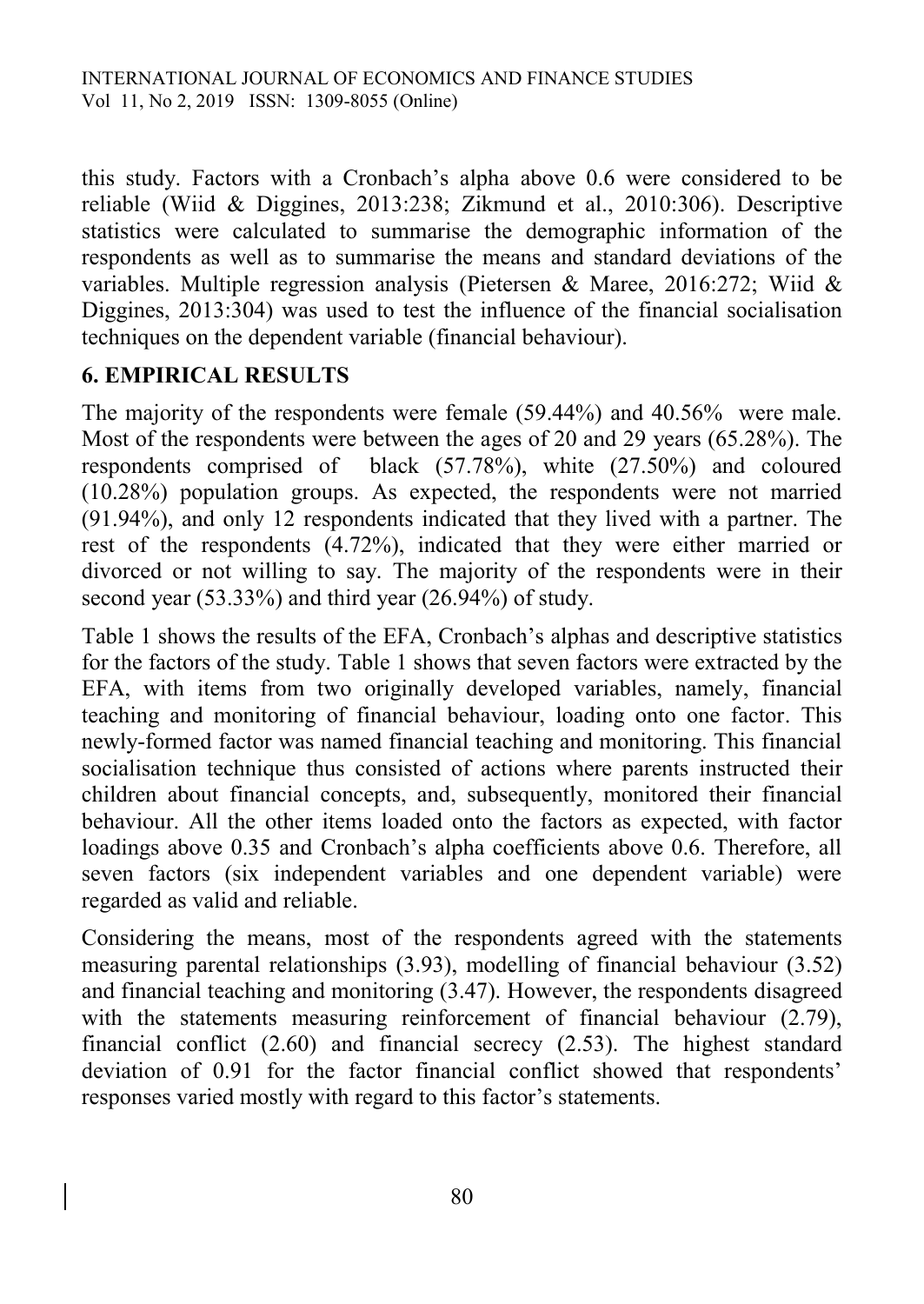this study. Factors with a Cronbach's alpha above 0.6 were considered to be reliable (Wiid & Diggines, 2013:238; Zikmund et al., 2010:306). Descriptive statistics were calculated to summarise the demographic information of the respondents as well as to summarise the means and standard deviations of the variables. Multiple regression analysis (Pietersen & Maree, 2016:272; Wiid & Diggines, 2013:304) was used to test the influence of the financial socialisation techniques on the dependent variable (financial behaviour).

## 6. EMPIRICAL RESULTS

The majority of the respondents were female (59.44%) and 40.56% were male. Most of the respondents were between the ages of 20 and 29 years (65.28%). The respondents comprised of black (57.78%), white (27.50%) and coloured (10.28%) population groups. As expected, the respondents were not married (91.94%), and only 12 respondents indicated that they lived with a partner. The rest of the respondents (4.72%), indicated that they were either married or divorced or not willing to say. The majority of the respondents were in their second year (53.33%) and third year (26.94%) of study.

Table 1 shows the results of the EFA, Cronbach's alphas and descriptive statistics for the factors of the study. Table 1 shows that seven factors were extracted by the EFA, with items from two originally developed variables, namely, financial teaching and monitoring of financial behaviour, loading onto one factor. This newly-formed factor was named financial teaching and monitoring. This financial socialisation technique thus consisted of actions where parents instructed their children about financial concepts, and, subsequently, monitored their financial behaviour. All the other items loaded onto the factors as expected, with factor loadings above 0.35 and Cronbach's alpha coefficients above 0.6. Therefore, all seven factors (six independent variables and one dependent variable) were regarded as valid and reliable.

Considering the means, most of the respondents agreed with the statements measuring parental relationships (3.93), modelling of financial behaviour (3.52) and financial teaching and monitoring (3.47). However, the respondents disagreed with the statements measuring reinforcement of financial behaviour (2.79), financial conflict (2.60) and financial secrecy (2.53). The highest standard deviation of 0.91 for the factor financial conflict showed that respondents' responses varied mostly with regard to this factor's statements.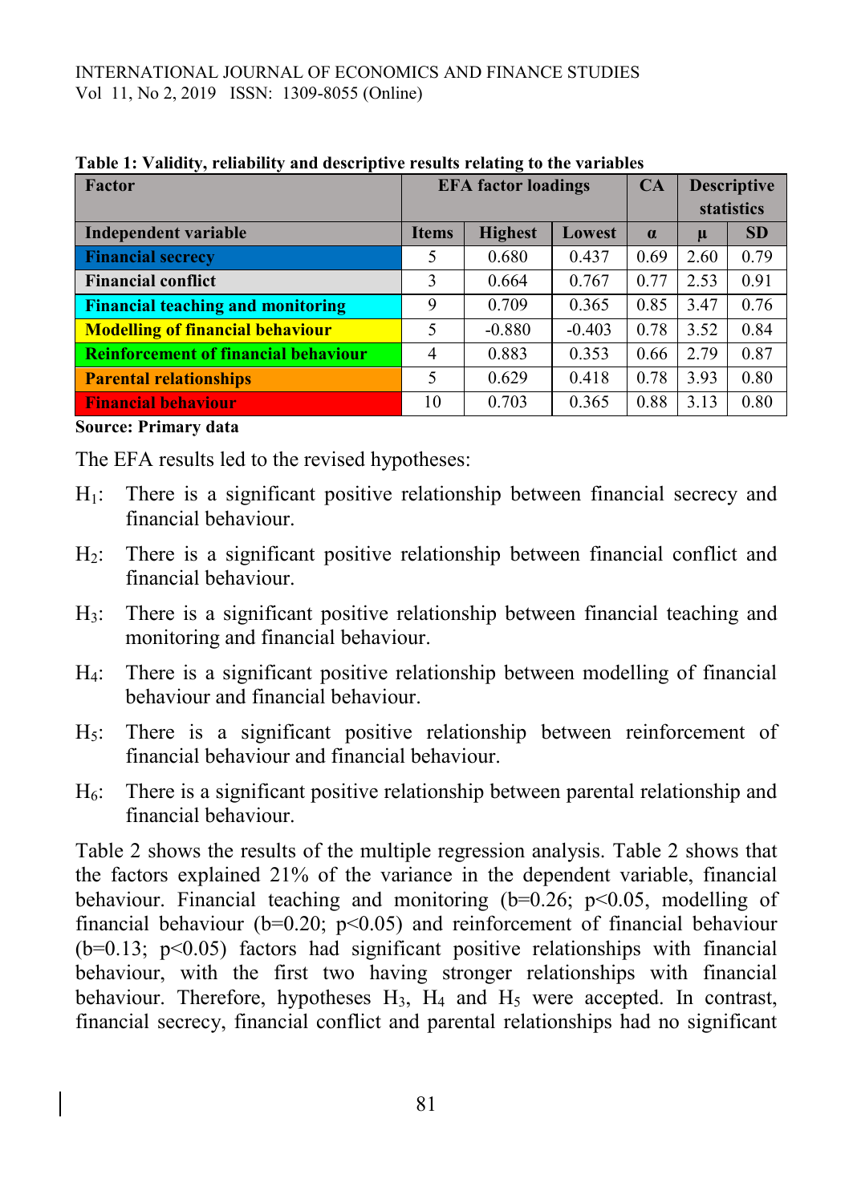**Table 1: Validity, reliability and descriptive results relating to the variables**

| Factor | EFA factor loadings | | | CA | Descriptive statistics | |
|---|---|---|---|---|---|---|
| **Independent variable** | **Items** | **Highest** | **Lowest** | **α** | **μ** | **SD** |
| **Financial secrecy** | 5 | 0.680 | 0.437 | 0.69 | 2.60 | 0.79 |
| **Financial conflict** | 3 | 0.664 | 0.767 | 0.77 | 2.53 | 0.91 |
| **Financial teaching and monitoring** | 9 | 0.709 | 0.365 | 0.85 | 3.47 | 0.76 |
| **Modelling of financial behaviour** | 5 | -0.880 | -0.403 | 0.78 | 3.52 | 0.84 |
| **Reinforcement of financial behaviour** | 4 | 0.883 | 0.353 | 0.66 | 2.79 | 0.87 |
| **Parental relationships** | 5 | 0.629 | 0.418 | 0.78 | 3.93 | 0.80 |
| **Financial behaviour** | 10 | 0.703 | 0.365 | 0.88 | 3.13 | 0.80 |

**Source: Primary data**

The EFA results led to the revised hypotheses:

- $H_1$: There is a significant positive relationship between financial secrecy and financial behaviour.
- $H_2$: There is a significant positive relationship between financial conflict and financial behaviour.
- $H_3$: There is a significant positive relationship between financial teaching and monitoring and financial behaviour.
- $H_4$: There is a significant positive relationship between modelling of financial behaviour and financial behaviour.
- $H_5$: There is a significant positive relationship between reinforcement of financial behaviour and financial behaviour.
- $H_6$: There is a significant positive relationship between parental relationship and financial behaviour.

Table 2 shows the results of the multiple regression analysis. Table 2 shows that the factors explained 21% of the variance in the dependent variable, financial behaviour. Financial teaching and monitoring ($b=0.26$; $p<0.05$, modelling of financial behaviour ($b=0.20$; $p<0.05$) and reinforcement of financial behaviour ($b=0.13$; $p<0.05$) factors had significant positive relationships with financial behaviour, with the first two having stronger relationships with financial behaviour. Therefore, hypotheses $H_3$, $H_4$ and $H_5$ were accepted. In contrast, financial secrecy, financial conflict and parental relationships had no significant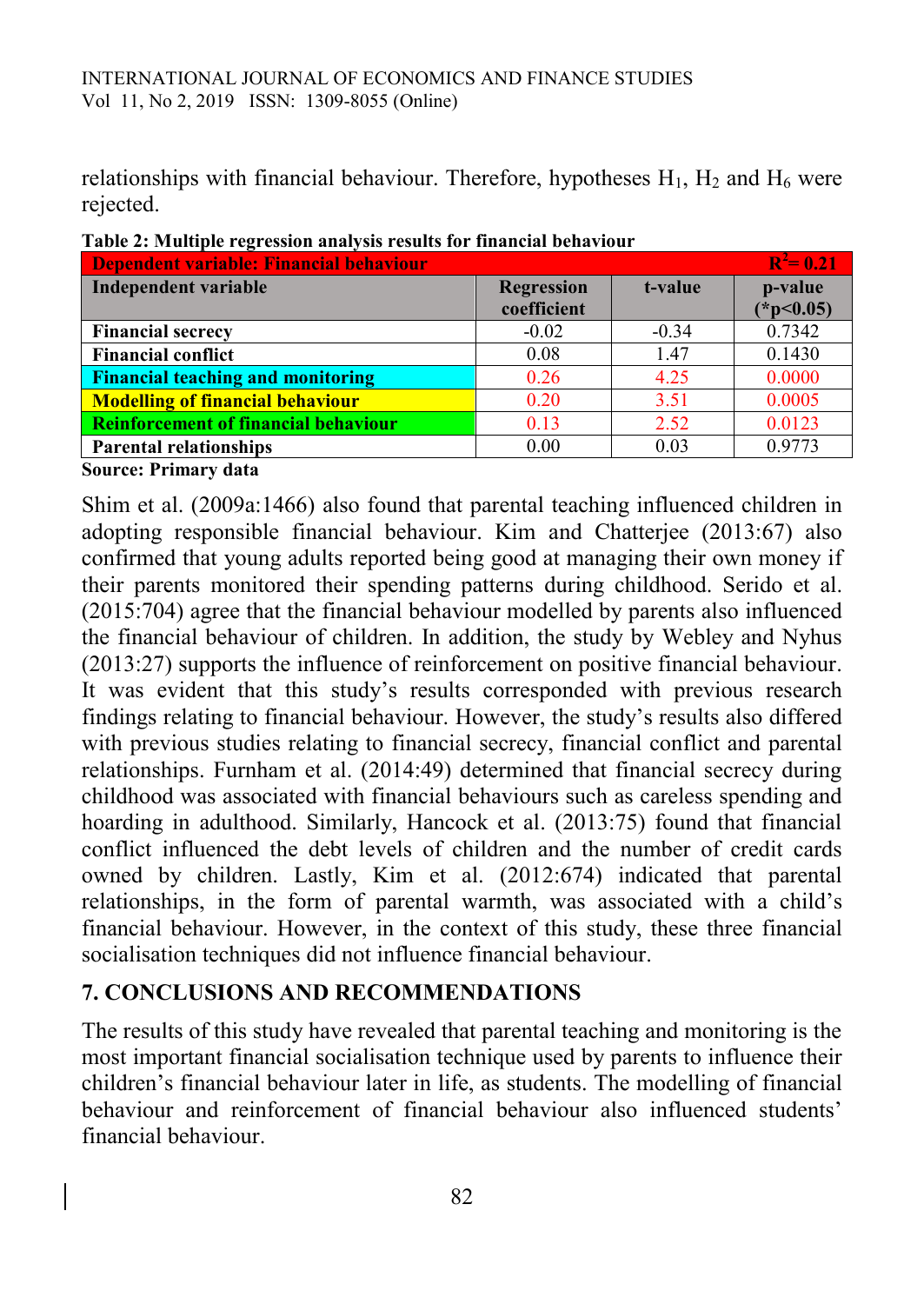relationships with financial behaviour. Therefore, hypotheses $H_1$, $H_2$ and $H_6$ were rejected.

**Table 2: Multiple regression analysis results for financial behaviour**

| Dependent variable: Financial behaviour | | | $R^2 = 0.21$ |
|---|---|---|---|
| **Independent variable** | **Regression coefficient** | **t-value** | **p-value (*p<0.05)** |
| **Financial secrecy** | -0.02 | -0.34 | 0.7342 |
| **Financial conflict** | 0.08 | 1.47 | 0.1430 |
| **Financial teaching and monitoring** | 0.26 | 4.25 | 0.0000 |
| **Modelling of financial behaviour** | 0.20 | 3.51 | 0.0005 |
| **Reinforcement of financial behaviour** | 0.13 | 2.52 | 0.0123 |
| **Parental relationships** | 0.00 | 0.03 | 0.9773 |

**Source: Primary data**

Shim et al. (2009a:1466) also found that parental teaching influenced children in adopting responsible financial behaviour. Kim and Chatterjee (2013:67) also confirmed that young adults reported being good at managing their own money if their parents monitored their spending patterns during childhood. Serido et al. (2015:704) agree that the financial behaviour modelled by parents also influenced the financial behaviour of children. In addition, the study by Webley and Nyhus (2013:27) supports the influence of reinforcement on positive financial behaviour. It was evident that this study's results corresponded with previous research findings relating to financial behaviour. However, the study's results also differed with previous studies relating to financial secrecy, financial conflict and parental relationships. Furnham et al. (2014:49) determined that financial secrecy during childhood was associated with financial behaviours such as careless spending and hoarding in adulthood. Similarly, Hancock et al. (2013:75) found that financial conflict influenced the debt levels of children and the number of credit cards owned by children. Lastly, Kim et al. (2012:674) indicated that parental relationships, in the form of parental warmth, was associated with a child's financial behaviour. However, in the context of this study, these three financial socialisation techniques did not influence financial behaviour.

## 7. CONCLUSIONS AND RECOMMENDATIONS

The results of this study have revealed that parental teaching and monitoring is the most important financial socialisation technique used by parents to influence their children's financial behaviour later in life, as students. The modelling of financial behaviour and reinforcement of financial behaviour also influenced students' financial behaviour.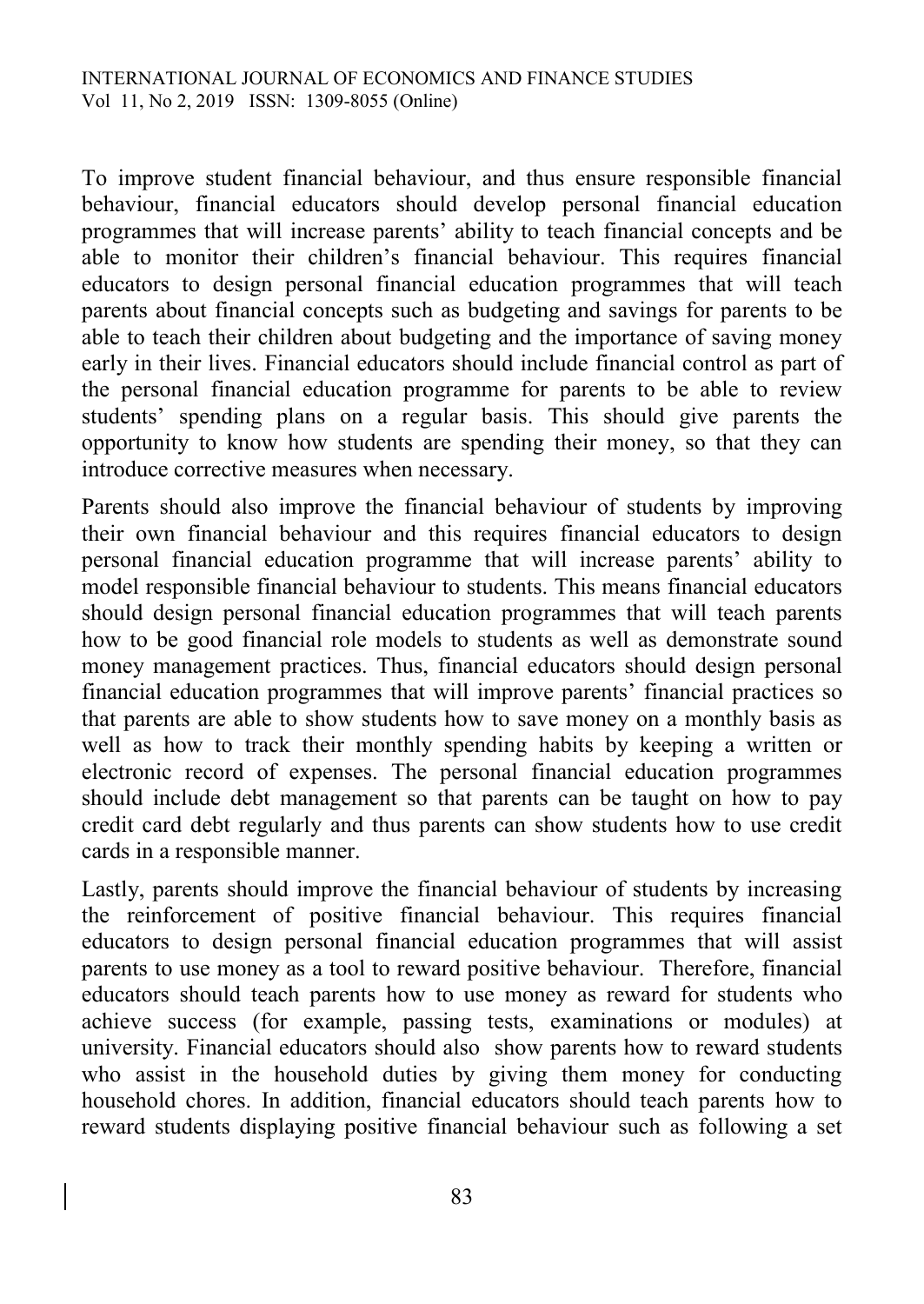To improve student financial behaviour, and thus ensure responsible financial behaviour, financial educators should develop personal financial education programmes that will increase parents' ability to teach financial concepts and be able to monitor their children's financial behaviour. This requires financial educators to design personal financial education programmes that will teach parents about financial concepts such as budgeting and savings for parents to be able to teach their children about budgeting and the importance of saving money early in their lives. Financial educators should include financial control as part of the personal financial education programme for parents to be able to review students' spending plans on a regular basis. This should give parents the opportunity to know how students are spending their money, so that they can introduce corrective measures when necessary.

Parents should also improve the financial behaviour of students by improving their own financial behaviour and this requires financial educators to design personal financial education programme that will increase parents' ability to model responsible financial behaviour to students. This means financial educators should design personal financial education programmes that will teach parents how to be good financial role models to students as well as demonstrate sound money management practices. Thus, financial educators should design personal financial education programmes that will improve parents' financial practices so that parents are able to show students how to save money on a monthly basis as well as how to track their monthly spending habits by keeping a written or electronic record of expenses. The personal financial education programmes should include debt management so that parents can be taught on how to pay credit card debt regularly and thus parents can show students how to use credit cards in a responsible manner.

Lastly, parents should improve the financial behaviour of students by increasing the reinforcement of positive financial behaviour. This requires financial educators to design personal financial education programmes that will assist parents to use money as a tool to reward positive behaviour. Therefore, financial educators should teach parents how to use money as reward for students who achieve success (for example, passing tests, examinations or modules) at university. Financial educators should also show parents how to reward students who assist in the household duties by giving them money for conducting household chores. In addition, financial educators should teach parents how to reward students displaying positive financial behaviour such as following a set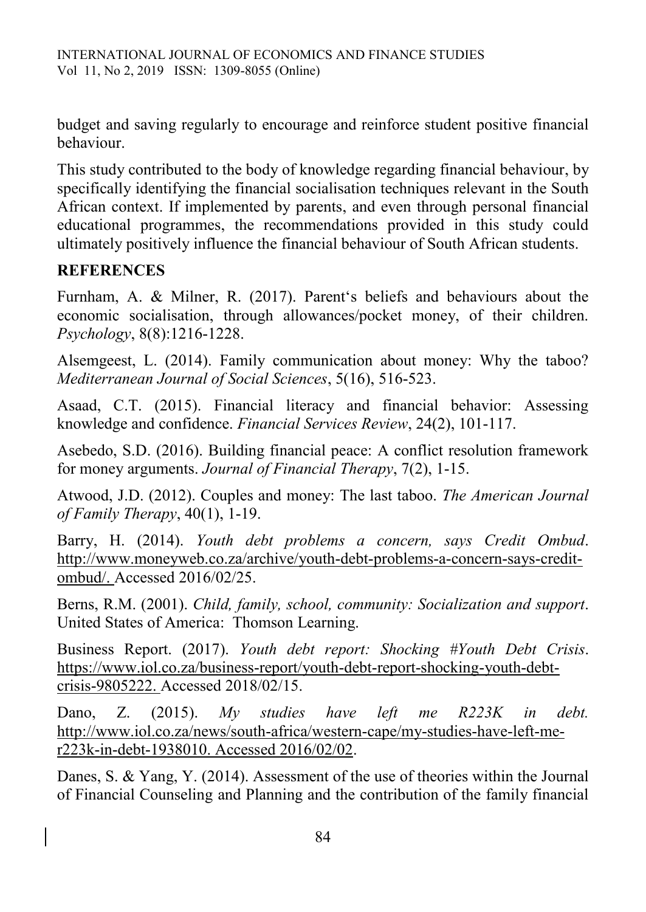budget and saving regularly to encourage and reinforce student positive financial behaviour.

This study contributed to the body of knowledge regarding financial behaviour, by specifically identifying the financial socialisation techniques relevant in the South African context. If implemented by parents, and even through personal financial educational programmes, the recommendations provided in this study could ultimately positively influence the financial behaviour of South African students.

## REFERENCES

Furnham, A. & Milner, R. (2017). Parent's beliefs and behaviours about the economic socialisation, through allowances/pocket money, of their children. *Psychology*, 8(8):1216-1228.

Alsemgeest, L. (2014). Family communication about money: Why the taboo? *Mediterranean Journal of Social Sciences*, 5(16), 516-523.

Asaad, C.T. (2015). Financial literacy and financial behavior: Assessing knowledge and confidence. *Financial Services Review*, 24(2), 101-117.

Asebedo, S.D. (2016). Building financial peace: A conflict resolution framework for money arguments. *Journal of Financial Therapy*, 7(2), 1-15.

Atwood, J.D. (2012). Couples and money: The last taboo. *The American Journal of Family Therapy*, 40(1), 1-19.

Barry, H. (2014). *Youth debt problems a concern, says Credit Ombud*. http://www.moneyweb.co.za/archive/youth-debt-problems-a-concern-says-credit-ombud/. Accessed 2016/02/25.

Berns, R.M. (2001). *Child, family, school, community: Socialization and support*. United States of America: Thomson Learning.

Business Report. (2017). *Youth debt report: Shocking #Youth Debt Crisis*. https://www.iol.co.za/business-report/youth-debt-report-shocking-youth-debt-crisis-9805222. Accessed 2018/02/15.

Dano, Z. (2015). *My studies have left me R223K in debt.* http://www.iol.co.za/news/south-africa/western-cape/my-studies-have-left-me-r223k-in-debt-1938010. Accessed 2016/02/02.

Danes, S. & Yang, Y. (2014). Assessment of the use of theories within the Journal of Financial Counseling and Planning and the contribution of the family financial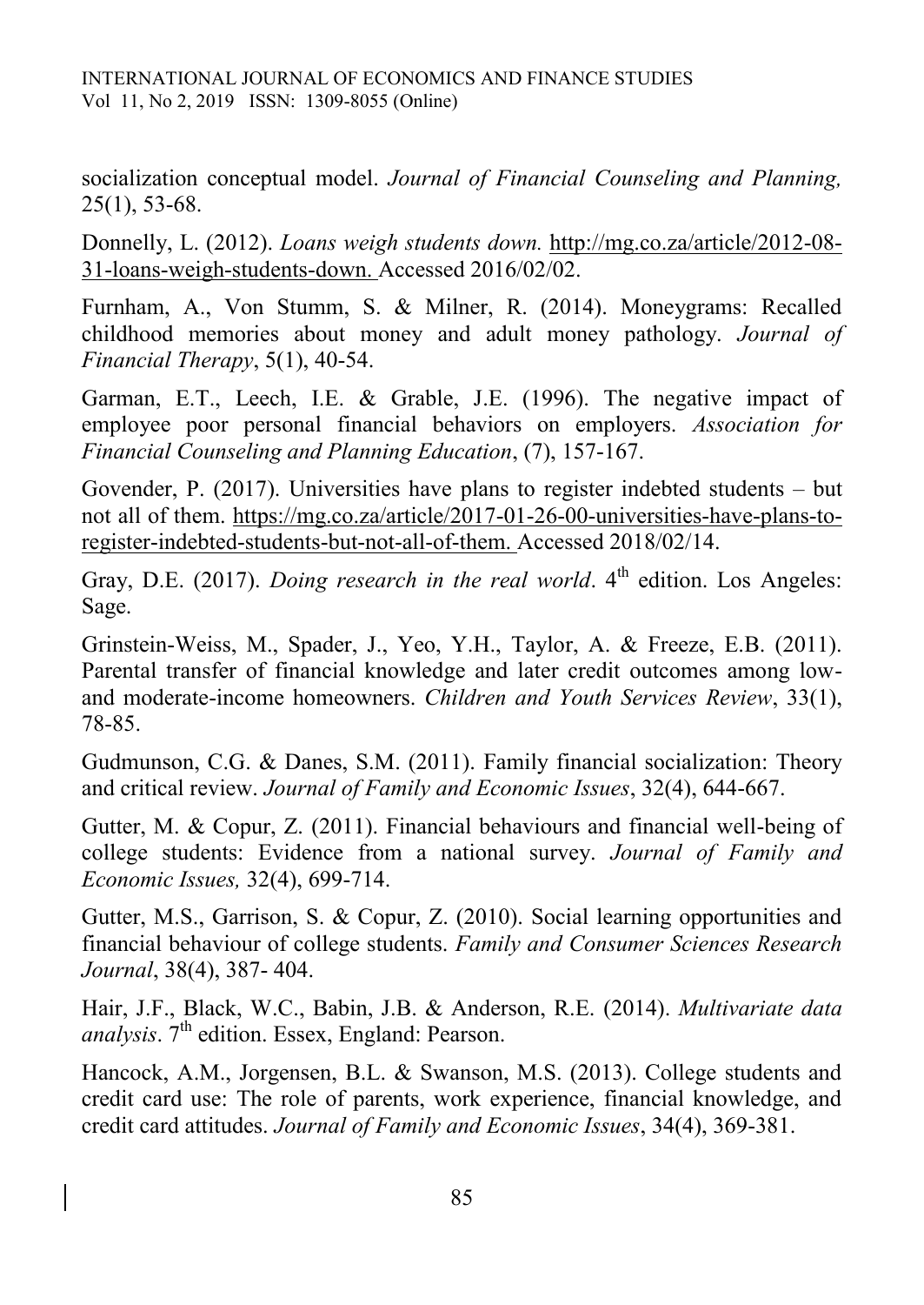socialization conceptual model. *Journal of Financial Counseling and Planning,* 25(1), 53-68.

Donnelly, L. (2012). *Loans weigh students down.* http://mg.co.za/article/2012-08-31-loans-weigh-students-down. Accessed 2016/02/02.

Furnham, A., Von Stumm, S. & Milner, R. (2014). Moneygrams: Recalled childhood memories about money and adult money pathology. *Journal of Financial Therapy*, 5(1), 40-54.

Garman, E.T., Leech, I.E. & Grable, J.E. (1996). The negative impact of employee poor personal financial behaviors on employers. *Association for Financial Counseling and Planning Education*, (7), 157-167.

Govender, P. (2017). Universities have plans to register indebted students – but not all of them. https://mg.co.za/article/2017-01-26-00-universities-have-plans-to-register-indebted-students-but-not-all-of-them. Accessed 2018/02/14.

Gray, D.E. (2017). *Doing research in the real world*. 4th edition. Los Angeles: Sage.

Grinstein-Weiss, M., Spader, J., Yeo, Y.H., Taylor, A. & Freeze, E.B. (2011). Parental transfer of financial knowledge and later credit outcomes among low- and moderate-income homeowners. *Children and Youth Services Review*, 33(1), 78-85.

Gudmunson, C.G. & Danes, S.M. (2011). Family financial socialization: Theory and critical review. *Journal of Family and Economic Issues*, 32(4), 644-667.

Gutter, M. & Copur, Z. (2011). Financial behaviours and financial well-being of college students: Evidence from a national survey. *Journal of Family and Economic Issues,* 32(4), 699-714.

Gutter, M.S., Garrison, S. & Copur, Z. (2010). Social learning opportunities and financial behaviour of college students. *Family and Consumer Sciences Research Journal*, 38(4), 387- 404.

Hair, J.F., Black, W.C., Babin, J.B. & Anderson, R.E. (2014). *Multivariate data analysis*. 7th edition. Essex, England: Pearson.

Hancock, A.M., Jorgensen, B.L. & Swanson, M.S. (2013). College students and credit card use: The role of parents, work experience, financial knowledge, and credit card attitudes. *Journal of Family and Economic Issues*, 34(4), 369-381.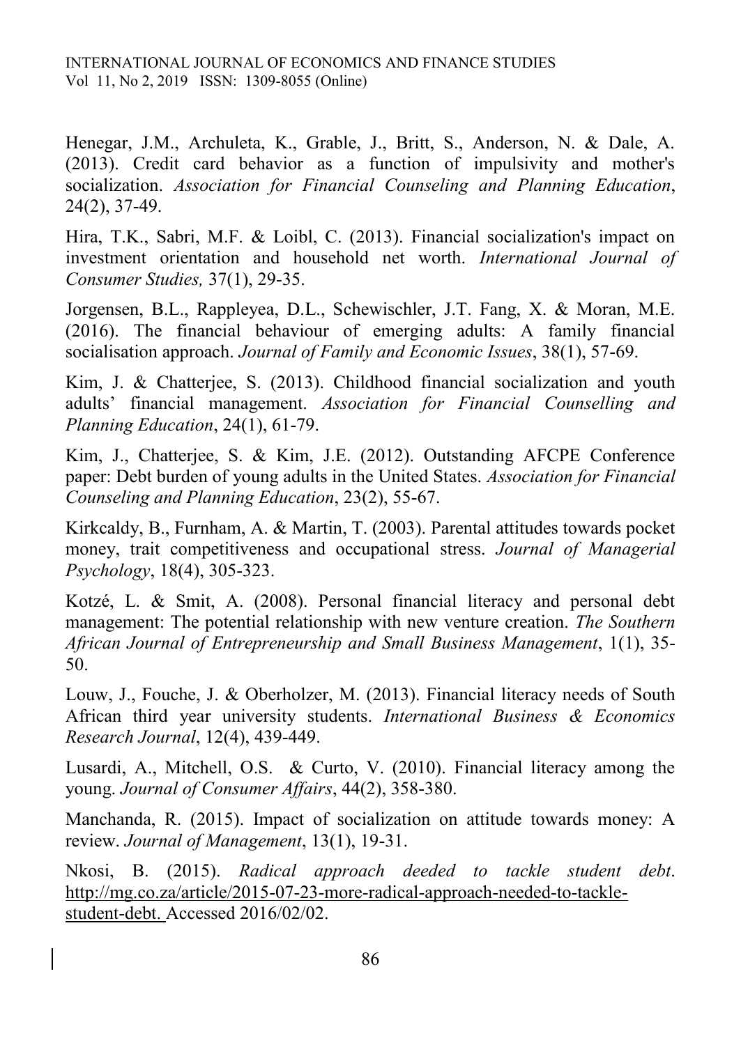Henegar, J.M., Archuleta, K., Grable, J., Britt, S., Anderson, N. & Dale, A. (2013). Credit card behavior as a function of impulsivity and mother's socialization. *Association for Financial Counseling and Planning Education*, 24(2), 37-49.

Hira, T.K., Sabri, M.F. & Loibl, C. (2013). Financial socialization's impact on investment orientation and household net worth. *International Journal of Consumer Studies,* 37(1), 29-35.

Jorgensen, B.L., Rappleyea, D.L., Schewischler, J.T. Fang, X. & Moran, M.E. (2016). The financial behaviour of emerging adults: A family financial socialisation approach. *Journal of Family and Economic Issues*, 38(1), 57-69.

Kim, J. & Chatterjee, S. (2013). Childhood financial socialization and youth adults' financial management. *Association for Financial Counselling and Planning Education*, 24(1), 61-79.

Kim, J., Chatterjee, S. & Kim, J.E. (2012). Outstanding AFCPE Conference paper: Debt burden of young adults in the United States. *Association for Financial Counseling and Planning Education*, 23(2), 55-67.

Kirkcaldy, B., Furnham, A. & Martin, T. (2003). Parental attitudes towards pocket money, trait competitiveness and occupational stress. *Journal of Managerial Psychology*, 18(4), 305-323.

Kotzé, L. & Smit, A. (2008). Personal financial literacy and personal debt management: The potential relationship with new venture creation. *The Southern African Journal of Entrepreneurship and Small Business Management*, 1(1), 35-50.

Louw, J., Fouche, J. & Oberholzer, M. (2013). Financial literacy needs of South African third year university students. *International Business & Economics Research Journal*, 12(4), 439-449.

Lusardi, A., Mitchell, O.S. & Curto, V. (2010). Financial literacy among the young. *Journal of Consumer Affairs*, 44(2), 358-380.

Manchanda, R. (2015). Impact of socialization on attitude towards money: A review. *Journal of Management*, 13(1), 19-31.

Nkosi, B. (2015). *Radical approach deeded to tackle student debt*. http://mg.co.za/article/2015-07-23-more-radical-approach-needed-to-tackle-student-debt. Accessed 2016/02/02.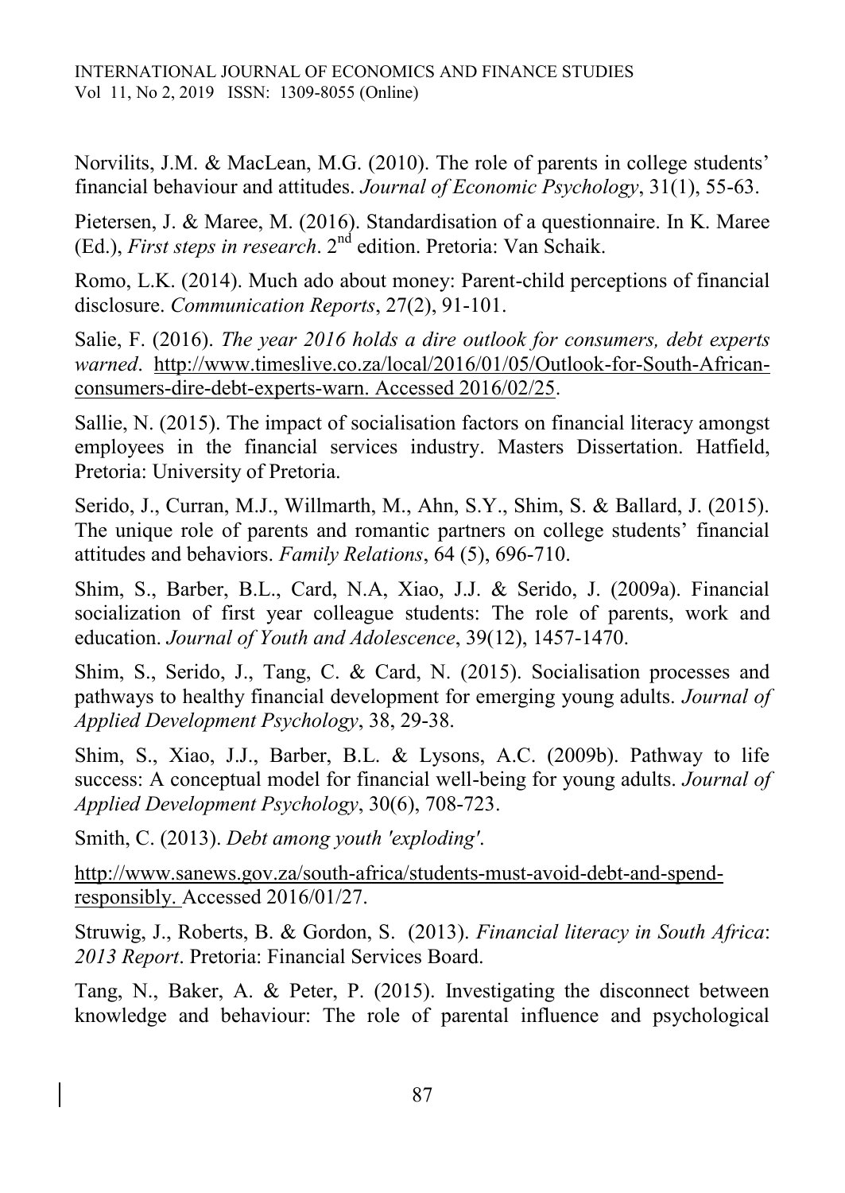Norvilits, J.M. & MacLean, M.G. (2010). The role of parents in college students' financial behaviour and attitudes. *Journal of Economic Psychology*, 31(1), 55-63.

Pietersen, J. & Maree, M. (2016). Standardisation of a questionnaire. In K. Maree (Ed.), *First steps in research*. 2nd edition. Pretoria: Van Schaik.

Romo, L.K. (2014). Much ado about money: Parent-child perceptions of financial disclosure. *Communication Reports*, 27(2), 91-101.

Salie, F. (2016). *The year 2016 holds a dire outlook for consumers, debt experts warned*. http://www.timeslive.co.za/local/2016/01/05/Outlook-for-South-African-consumers-dire-debt-experts-warn. Accessed 2016/02/25.

Sallie, N. (2015). The impact of socialisation factors on financial literacy amongst employees in the financial services industry. Masters Dissertation. Hatfield, Pretoria: University of Pretoria.

Serido, J., Curran, M.J., Willmarth, M., Ahn, S.Y., Shim, S. & Ballard, J. (2015). The unique role of parents and romantic partners on college students' financial attitudes and behaviors. *Family Relations*, 64 (5), 696-710.

Shim, S., Barber, B.L., Card, N.A, Xiao, J.J. & Serido, J. (2009a). Financial socialization of first year colleague students: The role of parents, work and education. *Journal of Youth and Adolescence*, 39(12), 1457-1470.

Shim, S., Serido, J., Tang, C. & Card, N. (2015). Socialisation processes and pathways to healthy financial development for emerging young adults. *Journal of Applied Development Psychology*, 38, 29-38.

Shim, S., Xiao, J.J., Barber, B.L. & Lysons, A.C. (2009b). Pathway to life success: A conceptual model for financial well-being for young adults. *Journal of Applied Development Psychology*, 30(6), 708-723.

Smith, C. (2013). *Debt among youth 'exploding'*.

http://www.sanews.gov.za/south-africa/students-must-avoid-debt-and-spend-responsibly. Accessed 2016/01/27.

Struwig, J., Roberts, B. & Gordon, S. (2013). *Financial literacy in South Africa*: *2013 Report*. Pretoria: Financial Services Board.

Tang, N., Baker, A. & Peter, P. (2015). Investigating the disconnect between knowledge and behaviour: The role of parental influence and psychological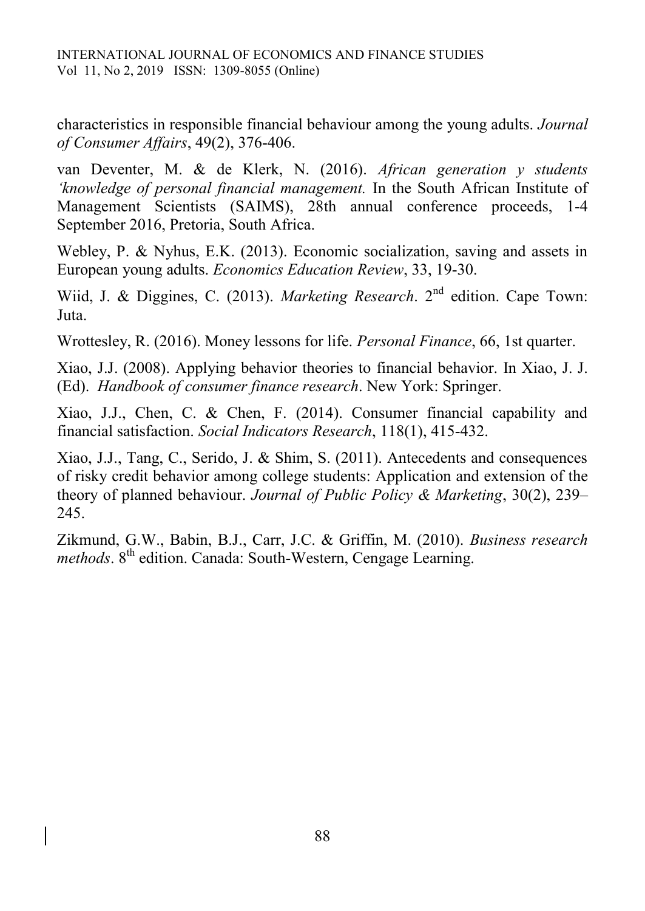characteristics in responsible financial behaviour among the young adults. *Journal of Consumer Affairs*, 49(2), 376-406.

van Deventer, M. & de Klerk, N. (2016). *African generation y students 'knowledge of personal financial management.* In the South African Institute of Management Scientists (SAIMS), 28th annual conference proceeds, 1-4 September 2016, Pretoria, South Africa.

Webley, P. & Nyhus, E.K. (2013). Economic socialization, saving and assets in European young adults. *Economics Education Review*, 33, 19-30.

Wiid, J. & Diggines, C. (2013). *Marketing Research*. 2nd edition. Cape Town: Juta.

Wrottesley, R. (2016). Money lessons for life. *Personal Finance*, 66, 1st quarter.

Xiao, J.J. (2008). Applying behavior theories to financial behavior. In Xiao, J. J. (Ed). *Handbook of consumer finance research*. New York: Springer.

Xiao, J.J., Chen, C. & Chen, F. (2014). Consumer financial capability and financial satisfaction. *Social Indicators Research*, 118(1), 415-432.

Xiao, J.J., Tang, C., Serido, J. & Shim, S. (2011). Antecedents and consequences of risky credit behavior among college students: Application and extension of the theory of planned behaviour. *Journal of Public Policy & Marketing*, 30(2), 239–245.

Zikmund, G.W., Babin, B.J., Carr, J.C. & Griffin, M. (2010). *Business research methods*. 8th edition. Canada: South-Western, Cengage Learning.